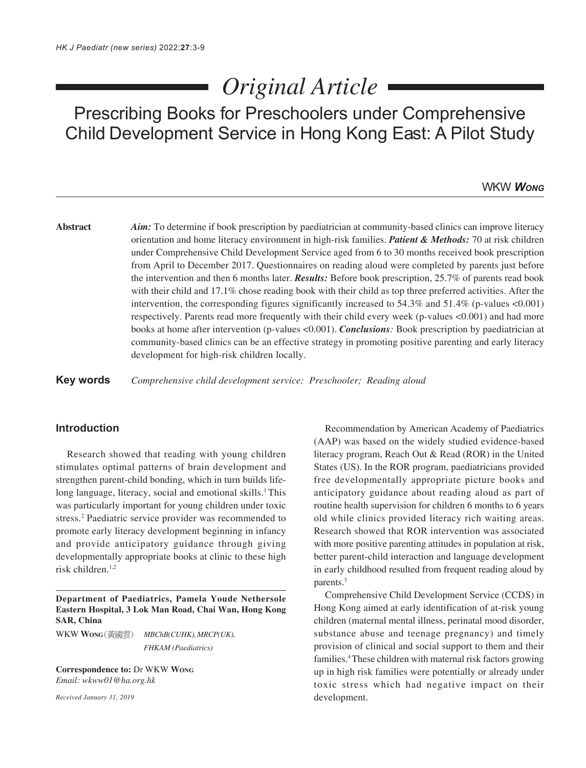# Original Article

## Prescribing Books for Preschoolers under Comprehensive Child Development Service in Hong Kong East: A Pilot Study

WKW **Wong**

**Abstract**

***Aim:*** To determine if book prescription by paediatrician at community-based clinics can improve literacy orientation and home literacy environment in high-risk families. ***Patient & Methods:*** 70 at risk children under Comprehensive Child Development Service aged from 6 to 30 months received book prescription from April to December 2017. Questionnaires on reading aloud were completed by parents just before the intervention and then 6 months later. ***Results:*** Before book prescription, 25.7% of parents read book with their child and 17.1% chose reading book with their child as top three preferred activities. After the intervention, the corresponding figures significantly increased to 54.3% and 51.4% (p-values <0.001) respectively. Parents read more frequently with their child every week (p-values <0.001) and had more books at home after intervention (p-values <0.001). ***Conclusions:*** Book prescription by paediatrician at community-based clinics can be an effective strategy in promoting positive parenting and early literacy development for high-risk children locally.

**Key words** *Comprehensive child development service; Preschooler; Reading aloud*

## Introduction

Research showed that reading with young children stimulates optimal patterns of brain development and strengthen parent-child bonding, which in turn builds life-long language, literacy, social and emotional skills.[1] This was particularly important for young children under toxic stress.[2] Paediatric service provider was recommended to promote early literacy development beginning in infancy and provide anticipatory guidance through giving developmentally appropriate books at clinic to these high risk children.[1,2]

Recommendation by American Academy of Paediatrics (AAP) was based on the widely studied evidence-based literacy program, Reach Out & Read (ROR) in the United States (US). In the ROR program, paediatricians provided free developmentally appropriate picture books and anticipatory guidance about reading aloud as part of routine health supervision for children 6 months to 6 years old while clinics provided literacy rich waiting areas. Research showed that ROR intervention was associated with more positive parenting attitudes in population at risk, better parent-child interaction and language development in early childhood resulted from frequent reading aloud by parents.[3]

Comprehensive Child Development Service (CCDS) in Hong Kong aimed at early identification of at-risk young children (maternal mental illness, perinatal mood disorder, substance abuse and teenage pregnancy) and timely provision of clinical and social support to them and their families.[4] These children with maternal risk factors growing up in high risk families were potentially or already under toxic stress which had negative impact on their development.

**Department of Paediatrics, Pamela Youde Nethersole Eastern Hospital, 3 Lok Man Road, Chai Wan, Hong Kong SAR, China**

WKW **Wong**(黃國雲) *MBChB(CUHK), MRCP(UK), FHKAM (Paediatrics)*

**Correspondence to:** Dr WKW **Wong**
*Email: wkww01@ha.org.hk*

*Received January 31, 2019*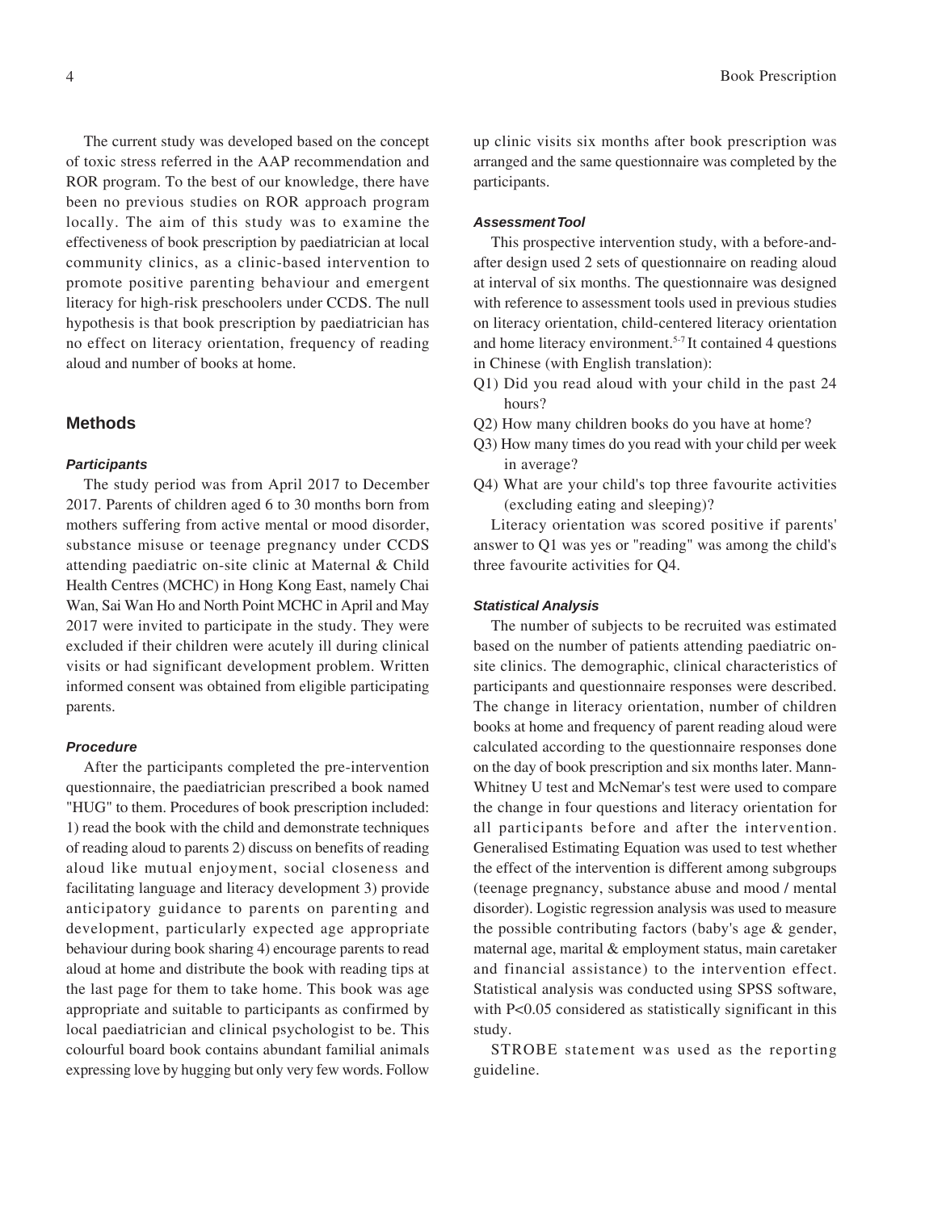The current study was developed based on the concept of toxic stress referred in the AAP recommendation and ROR program. To the best of our knowledge, there have been no previous studies on ROR approach program locally. The aim of this study was to examine the effectiveness of book prescription by paediatrician at local community clinics, as a clinic-based intervention to promote positive parenting behaviour and emergent literacy for high-risk preschoolers under CCDS. The null hypothesis is that book prescription by paediatrician has no effect on literacy orientation, frequency of reading aloud and number of books at home.

## Methods

### *Participants*

The study period was from April 2017 to December 2017. Parents of children aged 6 to 30 months born from mothers suffering from active mental or mood disorder, substance misuse or teenage pregnancy under CCDS attending paediatric on-site clinic at Maternal & Child Health Centres (MCHC) in Hong Kong East, namely Chai Wan, Sai Wan Ho and North Point MCHC in April and May 2017 were invited to participate in the study. They were excluded if their children were acutely ill during clinical visits or had significant development problem. Written informed consent was obtained from eligible participating parents.

### *Procedure*

After the participants completed the pre-intervention questionnaire, the paediatrician prescribed a book named "HUG" to them. Procedures of book prescription included: 1) read the book with the child and demonstrate techniques of reading aloud to parents 2) discuss on benefits of reading aloud like mutual enjoyment, social closeness and facilitating language and literacy development 3) provide anticipatory guidance to parents on parenting and development, particularly expected age appropriate behaviour during book sharing 4) encourage parents to read aloud at home and distribute the book with reading tips at the last page for them to take home. This book was age appropriate and suitable to participants as confirmed by local paediatrician and clinical psychologist to be. This colourful board book contains abundant familial animals expressing love by hugging but only very few words. Follow up clinic visits six months after book prescription was arranged and the same questionnaire was completed by the participants.

### *Assessment Tool*

This prospective intervention study, with a before-and-after design used 2 sets of questionnaire on reading aloud at interval of six months. The questionnaire was designed with reference to assessment tools used in previous studies on literacy orientation, child-centered literacy orientation and home literacy environment.[5-7] It contained 4 questions in Chinese (with English translation):

Q1) Did you read aloud with your child in the past 24 hours?

Q2) How many children books do you have at home?

Q3) How many times do you read with your child per week in average?

Q4) What are your child's top three favourite activities (excluding eating and sleeping)?

Literacy orientation was scored positive if parents' answer to Q1 was yes or "reading" was among the child's three favourite activities for Q4.

### *Statistical Analysis*

The number of subjects to be recruited was estimated based on the number of patients attending paediatric on-site clinics. The demographic, clinical characteristics of participants and questionnaire responses were described. The change in literacy orientation, number of children books at home and frequency of parent reading aloud were calculated according to the questionnaire responses done on the day of book prescription and six months later. Mann-Whitney U test and McNemar's test were used to compare the change in four questions and literacy orientation for all participants before and after the intervention. Generalised Estimating Equation was used to test whether the effect of the intervention is different among subgroups (teenage pregnancy, substance abuse and mood / mental disorder). Logistic regression analysis was used to measure the possible contributing factors (baby's age & gender, maternal age, marital & employment status, main caretaker and financial assistance) to the intervention effect. Statistical analysis was conducted using SPSS software, with $P<0.05$ considered as statistically significant in this study.

STROBE statement was used as the reporting guideline.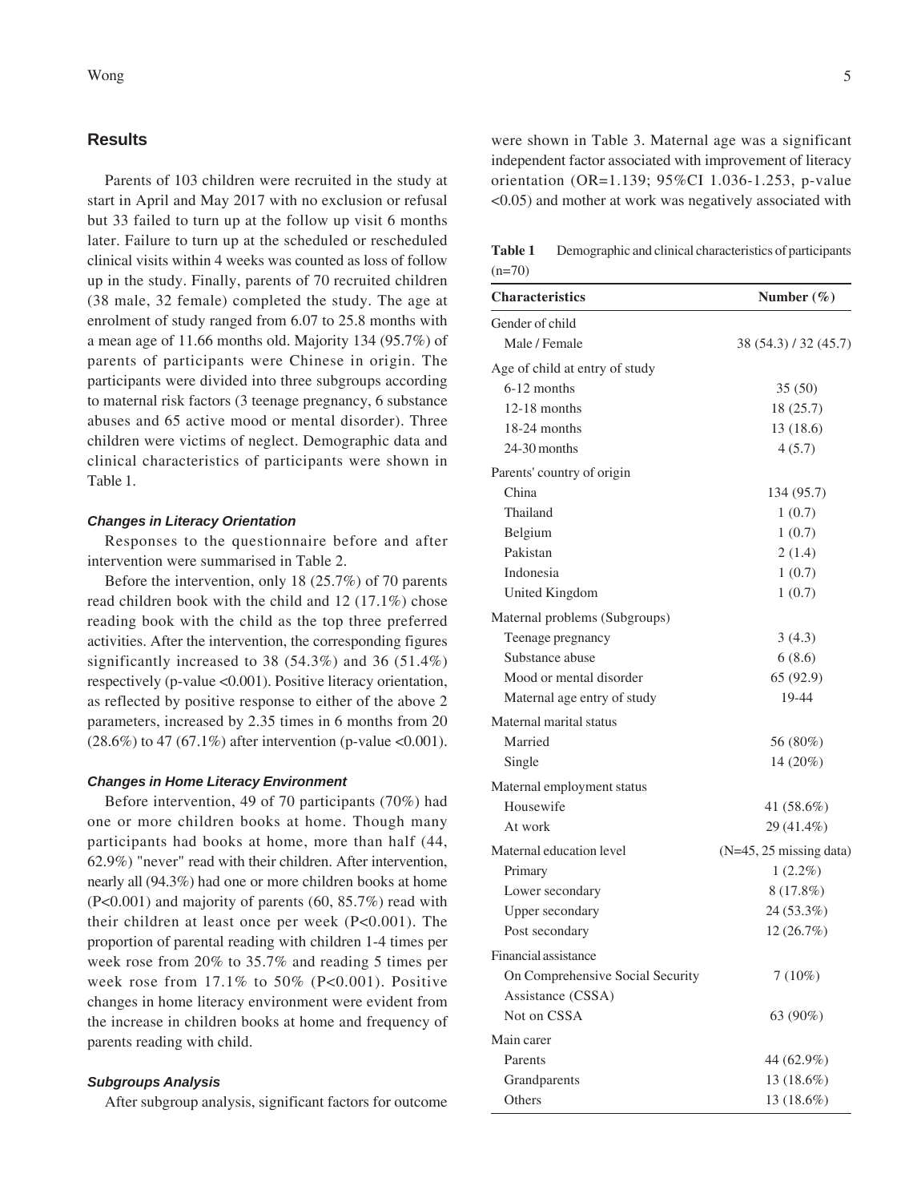## Results

Parents of 103 children were recruited in the study at start in April and May 2017 with no exclusion or refusal but 33 failed to turn up at the follow up visit 6 months later. Failure to turn up at the scheduled or rescheduled clinical visits within 4 weeks was counted as loss of follow up in the study. Finally, parents of 70 recruited children (38 male, 32 female) completed the study. The age at enrolment of study ranged from 6.07 to 25.8 months with a mean age of 11.66 months old. Majority 134 (95.7%) of parents of participants were Chinese in origin. The participants were divided into three subgroups according to maternal risk factors (3 teenage pregnancy, 6 substance abuses and 65 active mood or mental disorder). Three children were victims of neglect. Demographic data and clinical characteristics of participants were shown in Table 1.

### *Changes in Literacy Orientation*

Responses to the questionnaire before and after intervention were summarised in Table 2.

Before the intervention, only 18 (25.7%) of 70 parents read children book with the child and 12 (17.1%) chose reading book with the child as the top three preferred activities. After the intervention, the corresponding figures significantly increased to 38 (54.3%) and 36 (51.4%) respectively (p-value <0.001). Positive literacy orientation, as reflected by positive response to either of the above 2 parameters, increased by 2.35 times in 6 months from 20 (28.6%) to 47 (67.1%) after intervention (p-value <0.001).

### *Changes in Home Literacy Environment*

Before intervention, 49 of 70 participants (70%) had one or more children books at home. Though many participants had books at home, more than half (44, 62.9%) "never" read with their children. After intervention, nearly all (94.3%) had one or more children books at home (P<0.001) and majority of parents (60, 85.7%) read with their children at least once per week (P<0.001). The proportion of parental reading with children 1-4 times per week rose from 20% to 35.7% and reading 5 times per week rose from 17.1% to 50% (P<0.001). Positive changes in home literacy environment were evident from the increase in children books at home and frequency of parents reading with child.

### *Subgroups Analysis*

After subgroup analysis, significant factors for outcome were shown in Table 3. Maternal age was a significant independent factor associated with improvement of literacy orientation (OR=1.139; 95%CI 1.036-1.253, p-value <0.05) and mother at work was negatively associated with

**Table 1** Demographic and clinical characteristics of participants (n=70)

| Characteristics | Number (%) |
|---|---|
| Gender of child | |
| Male / Female | 38 (54.3) / 32 (45.7) |
| Age of child at entry of study | |
| 6-12 months | 35 (50) |
| 12-18 months | 18 (25.7) |
| 18-24 months | 13 (18.6) |
| 24-30 months | 4 (5.7) |
| Parents' country of origin | |
| China | 134 (95.7) |
| Thailand | 1 (0.7) |
| Belgium | 1 (0.7) |
| Pakistan | 2 (1.4) |
| Indonesia | 1 (0.7) |
| United Kingdom | 1 (0.7) |
| Maternal problems (Subgroups) | |
| Teenage pregnancy | 3 (4.3) |
| Substance abuse | 6 (8.6) |
| Mood or mental disorder | 65 (92.9) |
| Maternal age entry of study | 19-44 |
| Maternal marital status | |
| Married | 56 (80%) |
| Single | 14 (20%) |
| Maternal employment status | |
| Housewife | 41 (58.6%) |
| At work | 29 (41.4%) |
| Maternal education level | (N=45, 25 missing data) |
| Primary | 1 (2.2%) |
| Lower secondary | 8 (17.8%) |
| Upper secondary | 24 (53.3%) |
| Post secondary | 12 (26.7%) |
| Financial assistance | |
| On Comprehensive Social Security Assistance (CSSA) | 7 (10%) |
| Not on CSSA | 63 (90%) |
| Main carer | |
| Parents | 44 (62.9%) |
| Grandparents | 13 (18.6%) |
| Others | 13 (18.6%) |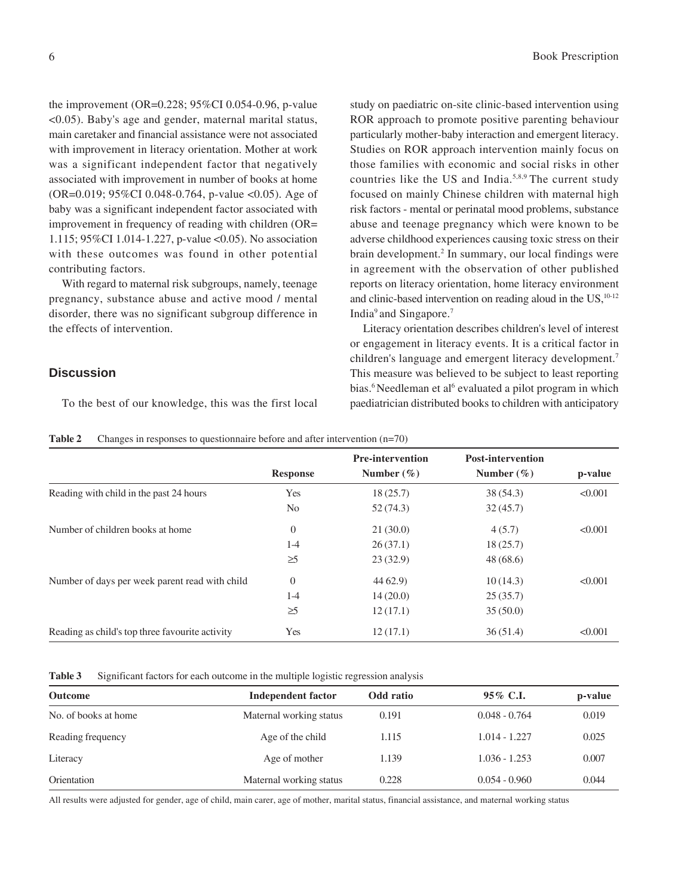the improvement (OR=0.228; 95%CI 0.054-0.96, p-value <0.05). Baby's age and gender, maternal marital status, main caretaker and financial assistance were not associated with improvement in literacy orientation. Mother at work was a significant independent factor that negatively associated with improvement in number of books at home (OR=0.019; 95%CI 0.048-0.764, p-value <0.05). Age of baby was a significant independent factor associated with improvement in frequency of reading with children (OR= 1.115; 95%CI 1.014-1.227, p-value <0.05). No association with these outcomes was found in other potential contributing factors.

With regard to maternal risk subgroups, namely, teenage pregnancy, substance abuse and active mood / mental disorder, there was no significant subgroup difference in the effects of intervention.

## Discussion

To the best of our knowledge, this was the first local study on paediatric on-site clinic-based intervention using ROR approach to promote positive parenting behaviour particularly mother-baby interaction and emergent literacy. Studies on ROR approach intervention mainly focus on those families with economic and social risks in other countries like the US and India.[5,8,9] The current study focused on mainly Chinese children with maternal high risk factors - mental or perinatal mood problems, substance abuse and teenage pregnancy which were known to be adverse childhood experiences causing toxic stress on their brain development.[2] In summary, our local findings were in agreement with the observation of other published reports on literacy orientation, home literacy environment and clinic-based intervention on reading aloud in the US,[10-12] India[9] and Singapore.[7]

Literacy orientation describes children's level of interest or engagement in literacy events. It is a critical factor in children's language and emergent literacy development.[7] This measure was believed to be subject to least reporting bias.[6] Needleman et al[6] evaluated a pilot program in which paediatrician distributed books to children with anticipatory

**Table 2** Changes in responses to questionnaire before and after intervention (n=70)

| | Response | Pre-intervention Number (%) | Post-intervention Number (%) | p-value |
|---|---|---|---|---|
| Reading with child in the past 24 hours | Yes | 18 (25.7) | 38 (54.3) | <0.001 |
| | No | 52 (74.3) | 32 (45.7) | |
| Number of children books at home | 0 | 21 (30.0) | 4 (5.7) | <0.001 |
| | 1-4 | 26 (37.1) | 18 (25.7) | |
| | ≥5 | 23 (32.9) | 48 (68.6) | |
| Number of days per week parent read with child | 0 | 44 62.9) | 10 (14.3) | <0.001 |
| | 1-4 | 14 (20.0) | 25 (35.7) | |
| | ≥5 | 12 (17.1) | 35 (50.0) | |
| Reading as child's top three favourite activity | Yes | 12 (17.1) | 36 (51.4) | <0.001 |

**Table 3** Significant factors for each outcome in the multiple logistic regression analysis

| Outcome | Independent factor | Odd ratio | 95% C.I. | p-value |
|---|---|---|---|---|
| No. of books at home | Maternal working status | 0.191 | 0.048 - 0.764 | 0.019 |
| Reading frequency | Age of the child | 1.115 | 1.014 - 1.227 | 0.025 |
| Literacy | Age of mother | 1.139 | 1.036 - 1.253 | 0.007 |
| Orientation | Maternal working status | 0.228 | 0.054 - 0.960 | 0.044 |

All results were adjusted for gender, age of child, main carer, age of mother, marital status, financial assistance, and maternal working status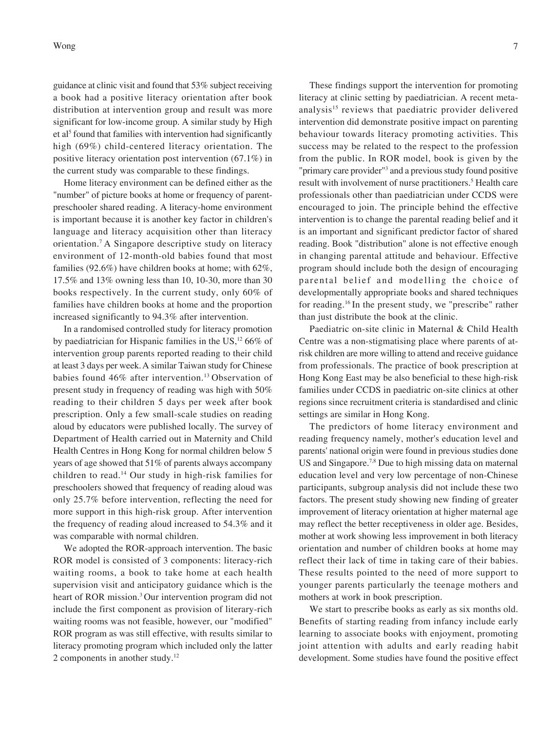guidance at clinic visit and found that 53% subject receiving a book had a positive literacy orientation after book distribution at intervention group and result was more significant for low-income group. A similar study by High et al[5] found that families with intervention had significantly high (69%) child-centered literacy orientation. The positive literacy orientation post intervention (67.1%) in the current study was comparable to these findings.

Home literacy environment can be defined either as the "number" of picture books at home or frequency of parent-preschooler shared reading. A literacy-home environment is important because it is another key factor in children's language and literacy acquisition other than literacy orientation.[7] A Singapore descriptive study on literacy environment of 12-month-old babies found that most families (92.6%) have children books at home; with 62%, 17.5% and 13% owning less than 10, 10-30, more than 30 books respectively. In the current study, only 60% of families have children books at home and the proportion increased significantly to 94.3% after intervention.

In a randomised controlled study for literacy promotion by paediatrician for Hispanic families in the US,[12] 66% of intervention group parents reported reading to their child at least 3 days per week. A similar Taiwan study for Chinese babies found 46% after intervention.[13] Observation of present study in frequency of reading was high with 50% reading to their children 5 days per week after book prescription. Only a few small-scale studies on reading aloud by educators were published locally. The survey of Department of Health carried out in Maternity and Child Health Centres in Hong Kong for normal children below 5 years of age showed that 51% of parents always accompany children to read.[14] Our study in high-risk families for preschoolers showed that frequency of reading aloud was only 25.7% before intervention, reflecting the need for more support in this high-risk group. After intervention the frequency of reading aloud increased to 54.3% and it was comparable with normal children.

We adopted the ROR-approach intervention. The basic ROR model is consisted of 3 components: literacy-rich waiting rooms, a book to take home at each health supervision visit and anticipatory guidance which is the heart of ROR mission.[3] Our intervention program did not include the first component as provision of literary-rich waiting rooms was not feasible, however, our "modified" ROR program as was still effective, with results similar to literacy promoting program which included only the latter 2 components in another study.[12]

These findings support the intervention for promoting literacy at clinic setting by paediatrician. A recent meta-analysis[15] reviews that paediatric provider delivered intervention did demonstrate positive impact on parenting behaviour towards literacy promoting activities. This success may be related to the respect to the profession from the public. In ROR model, book is given by the "primary care provider"[3] and a previous study found positive result with involvement of nurse practitioners.[5] Health care professionals other than paediatrician under CCDS were encouraged to join. The principle behind the effective intervention is to change the parental reading belief and it is an important and significant predictor factor of shared reading. Book "distribution" alone is not effective enough in changing parental attitude and behaviour. Effective program should include both the design of encouraging parental belief and modelling the choice of developmentally appropriate books and shared techniques for reading.[16] In the present study, we "prescribe" rather than just distribute the book at the clinic.

Paediatric on-site clinic in Maternal & Child Health Centre was a non-stigmatising place where parents of at-risk children are more willing to attend and receive guidance from professionals. The practice of book prescription at Hong Kong East may be also beneficial to these high-risk families under CCDS in paediatric on-site clinics at other regions since recruitment criteria is standardised and clinic settings are similar in Hong Kong.

The predictors of home literacy environment and reading frequency namely, mother's education level and parents' national origin were found in previous studies done US and Singapore.[7,8] Due to high missing data on maternal education level and very low percentage of non-Chinese participants, subgroup analysis did not include these two factors. The present study showing new finding of greater improvement of literacy orientation at higher maternal age may reflect the better receptiveness in older age. Besides, mother at work showing less improvement in both literacy orientation and number of children books at home may reflect their lack of time in taking care of their babies. These results pointed to the need of more support to younger parents particularly the teenage mothers and mothers at work in book prescription.

We start to prescribe books as early as six months old. Benefits of starting reading from infancy include early learning to associate books with enjoyment, promoting joint attention with adults and early reading habit development. Some studies have found the positive effect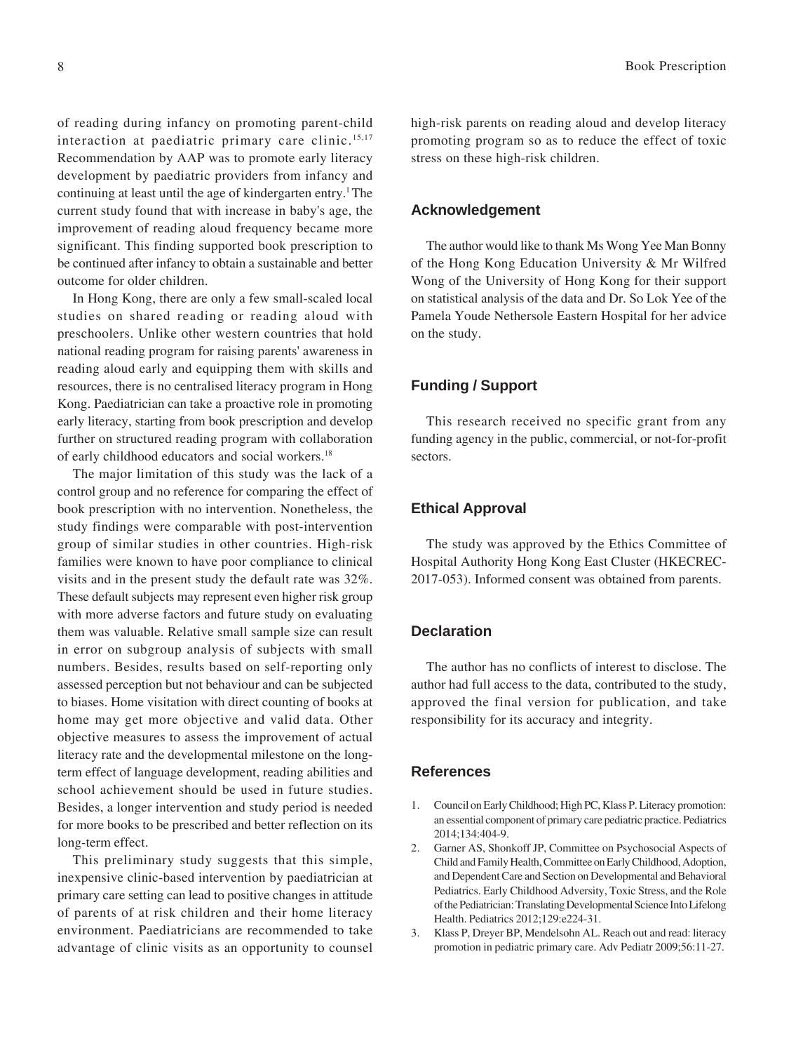of reading during infancy on promoting parent-child interaction at paediatric primary care clinic.[15,17] Recommendation by AAP was to promote early literacy development by paediatric providers from infancy and continuing at least until the age of kindergarten entry.[1] The current study found that with increase in baby's age, the improvement of reading aloud frequency became more significant. This finding supported book prescription to be continued after infancy to obtain a sustainable and better outcome for older children.

In Hong Kong, there are only a few small-scaled local studies on shared reading or reading aloud with preschoolers. Unlike other western countries that hold national reading program for raising parents' awareness in reading aloud early and equipping them with skills and resources, there is no centralised literacy program in Hong Kong. Paediatrician can take a proactive role in promoting early literacy, starting from book prescription and develop further on structured reading program with collaboration of early childhood educators and social workers.[18]

The major limitation of this study was the lack of a control group and no reference for comparing the effect of book prescription with no intervention. Nonetheless, the study findings were comparable with post-intervention group of similar studies in other countries. High-risk families were known to have poor compliance to clinical visits and in the present study the default rate was 32%. These default subjects may represent even higher risk group with more adverse factors and future study on evaluating them was valuable. Relative small sample size can result in error on subgroup analysis of subjects with small numbers. Besides, results based on self-reporting only assessed perception but not behaviour and can be subjected to biases. Home visitation with direct counting of books at home may get more objective and valid data. Other objective measures to assess the improvement of actual literacy rate and the developmental milestone on the long-term effect of language development, reading abilities and school achievement should be used in future studies. Besides, a longer intervention and study period is needed for more books to be prescribed and better reflection on its long-term effect.

This preliminary study suggests that this simple, inexpensive clinic-based intervention by paediatrician at primary care setting can lead to positive changes in attitude of parents of at risk children and their home literacy environment. Paediatricians are recommended to take advantage of clinic visits as an opportunity to counsel high-risk parents on reading aloud and develop literacy promoting program so as to reduce the effect of toxic stress on these high-risk children.

## Acknowledgement

The author would like to thank Ms Wong Yee Man Bonny of the Hong Kong Education University & Mr Wilfred Wong of the University of Hong Kong for their support on statistical analysis of the data and Dr. So Lok Yee of the Pamela Youde Nethersole Eastern Hospital for her advice on the study.

## Funding / Support

This research received no specific grant from any funding agency in the public, commercial, or not-for-profit sectors.

## Ethical Approval

The study was approved by the Ethics Committee of Hospital Authority Hong Kong East Cluster (HKECREC-2017-053). Informed consent was obtained from parents.

## Declaration

The author has no conflicts of interest to disclose. The author had full access to the data, contributed to the study, approved the final version for publication, and take responsibility for its accuracy and integrity.

## References

1. Council on Early Childhood; High PC, Klass P. Literacy promotion: an essential component of primary care pediatric practice. Pediatrics 2014;134:404-9.
2. Garner AS, Shonkoff JP, Committee on Psychosocial Aspects of Child and Family Health, Committee on Early Childhood, Adoption, and Dependent Care and Section on Developmental and Behavioral Pediatrics. Early Childhood Adversity, Toxic Stress, and the Role of the Pediatrician: Translating Developmental Science Into Lifelong Health. Pediatrics 2012;129:e224-31.
3. Klass P, Dreyer BP, Mendelsohn AL. Reach out and read: literacy promotion in pediatric primary care. Adv Pediatr 2009;56:11-27.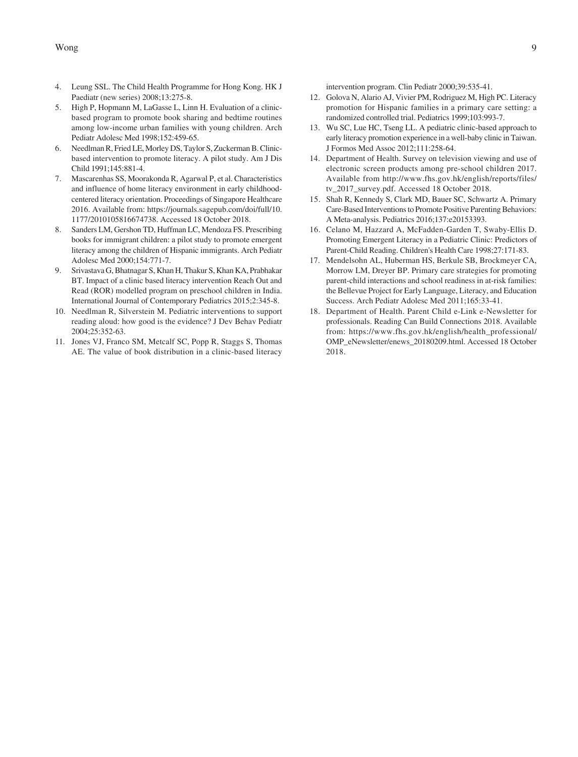4. Leung SSL. The Child Health Programme for Hong Kong. HK J Paediatr (new series) 2008;13:275-8.
5. High P, Hopmann M, LaGasse L, Linn H. Evaluation of a clinic-based program to promote book sharing and bedtime routines among low-income urban families with young children. Arch Pediatr Adolesc Med 1998;152:459-65.
6. Needlman R, Fried LE, Morley DS, Taylor S, Zuckerman B. Clinic-based intervention to promote literacy. A pilot study. Am J Dis Child 1991;145:881-4.
7. Mascarenhas SS, Moorakonda R, Agarwal P, et al. Characteristics and influence of home literacy environment in early childhood-centered literacy orientation. Proceedings of Singapore Healthcare 2016. Available from: https://journals.sagepub.com/doi/full/10.1177/2010105816674738. Accessed 18 October 2018.
8. Sanders LM, Gershon TD, Huffman LC, Mendoza FS. Prescribing books for immigrant children: a pilot study to promote emergent literacy among the children of Hispanic immigrants. Arch Pediatr Adolesc Med 2000;154:771-7.
9. Srivastava G, Bhatnagar S, Khan H, Thakur S, Khan KA, Prabhakar BT. Impact of a clinic based literacy intervention Reach Out and Read (ROR) modelled program on preschool children in India. International Journal of Contemporary Pediatrics 2015;2:345-8.
10. Needlman R, Silverstein M. Pediatric interventions to support reading aloud: how good is the evidence? J Dev Behav Pediatr 2004;25:352-63.
11. Jones VJ, Franco SM, Metcalf SC, Popp R, Staggs S, Thomas AE. The value of book distribution in a clinic-based literacy intervention program. Clin Pediatr 2000;39:535-41.
12. Golova N, Alario AJ, Vivier PM, Rodriguez M, High PC. Literacy promotion for Hispanic families in a primary care setting: a randomized controlled trial. Pediatrics 1999;103:993-7.
13. Wu SC, Lue HC, Tseng LL. A pediatric clinic-based approach to early literacy promotion experience in a well-baby clinic in Taiwan. J Formos Med Assoc 2012;111:258-64.
14. Department of Health. Survey on television viewing and use of electronic screen products among pre-school children 2017. Available from http://www.fhs.gov.hk/english/reports/files/tv_2017_survey.pdf. Accessed 18 October 2018.
15. Shah R, Kennedy S, Clark MD, Bauer SC, Schwartz A. Primary Care-Based Interventions to Promote Positive Parenting Behaviors: A Meta-analysis. Pediatrics 2016;137:e20153393.
16. Celano M, Hazzard A, McFadden-Garden T, Swaby-Ellis D. Promoting Emergent Literacy in a Pediatric Clinic: Predictors of Parent-Child Reading. Children's Health Care 1998;27:171-83.
17. Mendelsohn AL, Huberman HS, Berkule SB, Brockmeyer CA, Morrow LM, Dreyer BP. Primary care strategies for promoting parent-child interactions and school readiness in at-risk families: the Bellevue Project for Early Language, Literacy, and Education Success. Arch Pediatr Adolesc Med 2011;165:33-41.
18. Department of Health. Parent Child e-Link e-Newsletter for professionals. Reading Can Build Connections 2018. Available from: https://www.fhs.gov.hk/english/health_professional/OMP_eNewsletter/enews_20180209.html. Accessed 18 October 2018.